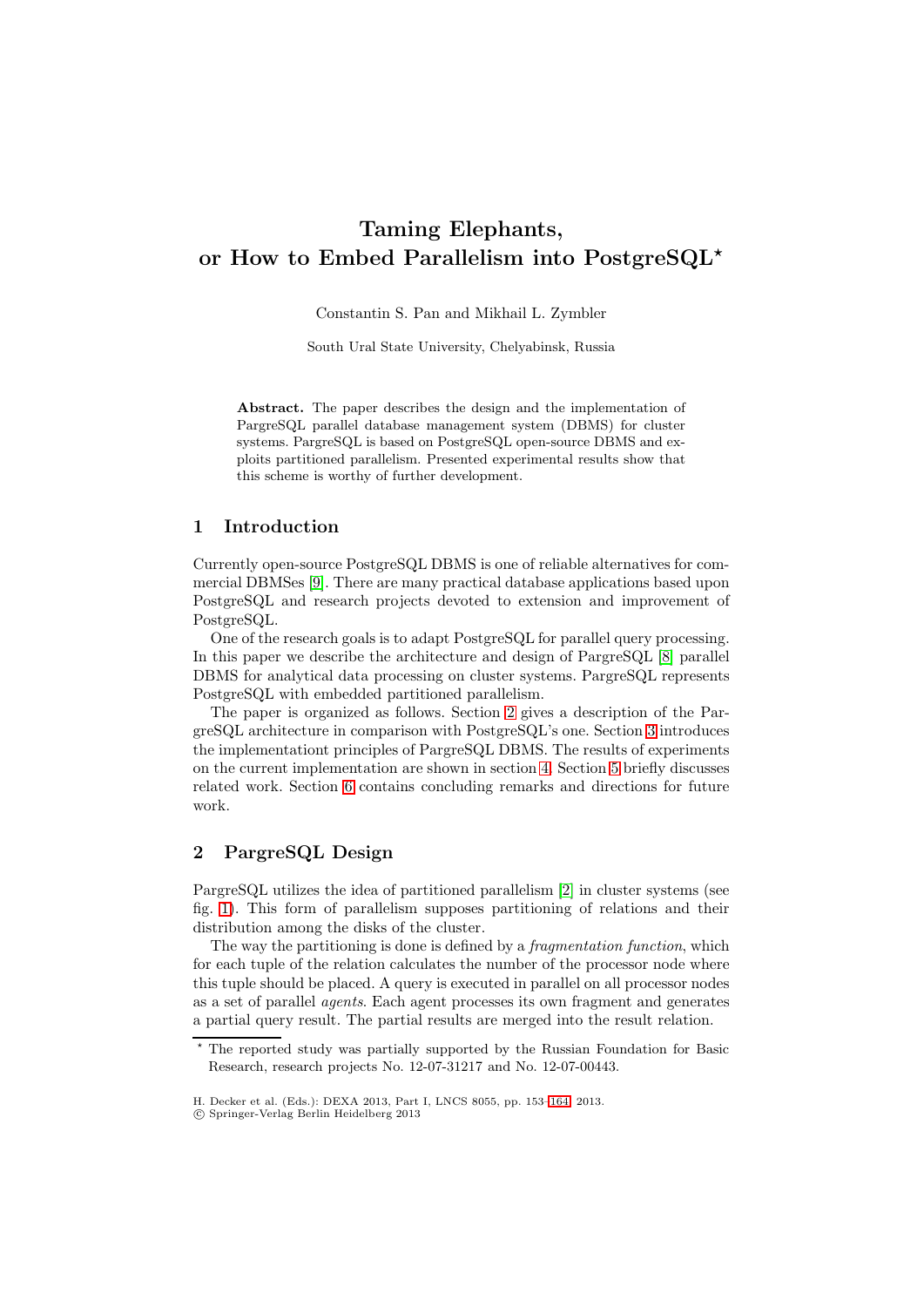# Taming Elephants, or How to Embed Parallelism into PostgreSQL*

Constantin S. Pan and Mikhail L. Zymbler

South Ural State University, Chelyabinsk, Russia

**Abstract.** The paper describes the design and the implementation of PargreSQL parallel database management system (DBMS) for cluster systems. PargreSQL is based on PostgreSQL open-source DBMS and exploits partitioned parallelism. Presented experimental results show that this scheme is worthy of further development.

## 1 Introduction

Currently open-source PostgreSQL DBMS is one of reliable alternatives for commercial DBMSes [9]. There are many practical database applications based upon PostgreSQL and research projects devoted to extension and improvement of PostgreSQL.

One of the research goals is to adapt PostgreSQL for parallel query processing. In this paper we describe the architecture and design of PargreSQL [8] parallel DBMS for analytical data processing on cluster systems. PargreSQL represents PostgreSQL with embedded partitioned parallelism.

The paper is organized as follows. Section 2 gives a description of the PargreSQL architecture in comparison with PostgreSQL's one. Section 3 introduces the implementationt principles of PargreSQL DBMS. The results of experiments on the current implementation are shown in section 4. Section 5 briefly discusses related work. Section 6 contains concluding remarks and directions for future work.

## 2 PargreSQL Design

PargreSQL utilizes the idea of partitioned parallelism [2] in cluster systems (see fig. 1). This form of parallelism supposes partitioning of relations and their distribution among the disks of the cluster.

The way the partitioning is done is defined by a *fragmentation function*, which for each tuple of the relation calculates the number of the processor node where this tuple should be placed. A query is executed in parallel on all processor nodes as a set of parallel *agents*. Each agent processes its own fragment and generates a partial query result. The partial results are merged into the result relation.

* The reported study was partially supported by the Russian Foundation for Basic Research, research projects No. 12-07-31217 and No. 12-07-00443.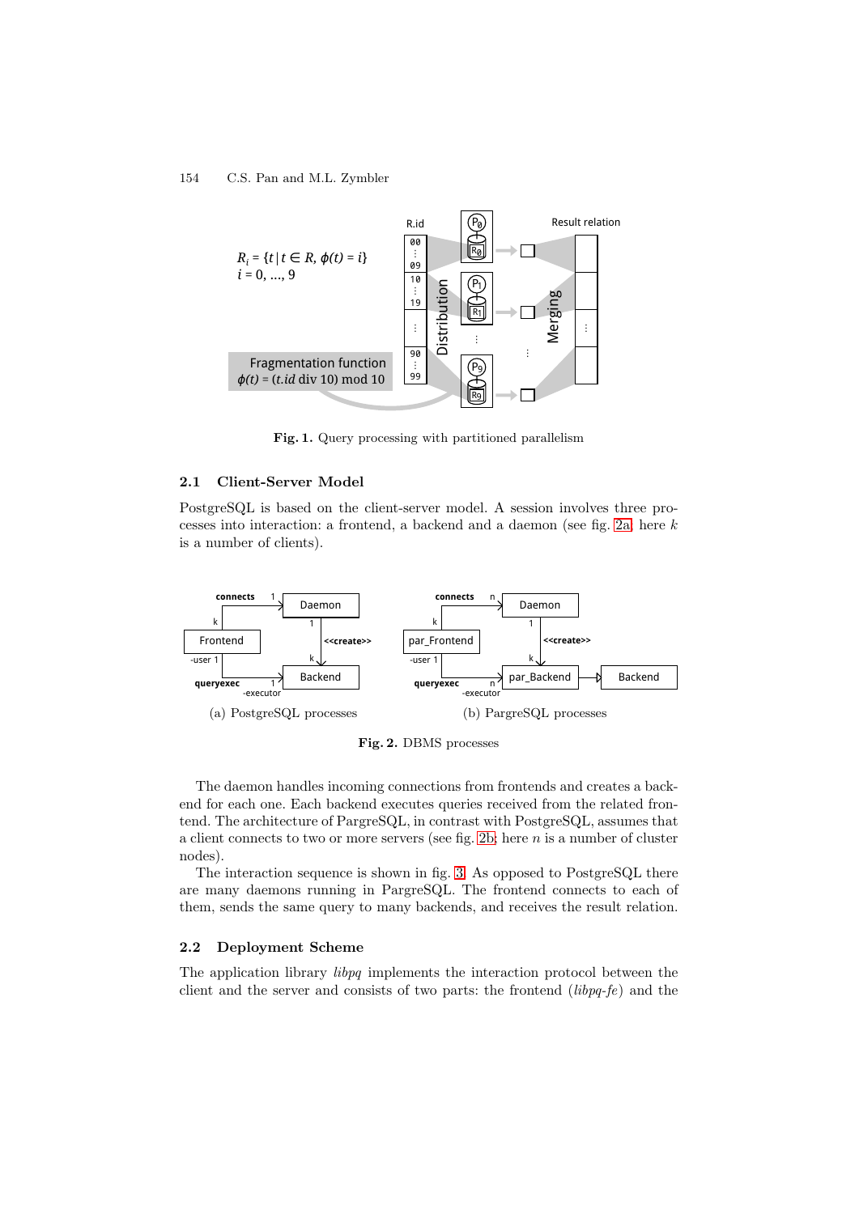**Fig. 1.** Query processing with partitioned parallelism

### 2.1 Client-Server Model

PostgreSQL is based on the client-server model. A session involves three processes into interaction: a frontend, a backend and a daemon (see fig. 2a, here $k$ is a number of clients).

(a) PostgreSQL processes

(b) PargreSQL processes

**Fig. 2.** DBMS processes

The daemon handles incoming connections from frontends and creates a backend for each one. Each backend executes queries received from the related frontend. The architecture of PargreSQL, in contrast with PostgreSQL, assumes that a client connects to two or more servers (see fig. 2b; here $n$ is a number of cluster nodes).

The interaction sequence is shown in fig. 3. As opposed to PostgreSQL there are many daemons running in PargreSQL. The frontend connects to each of them, sends the same query to many backends, and receives the result relation.

### 2.2 Deployment Scheme

The application library *libpq* implements the interaction protocol between the client and the server and consists of two parts: the frontend (*libpq-fe*) and the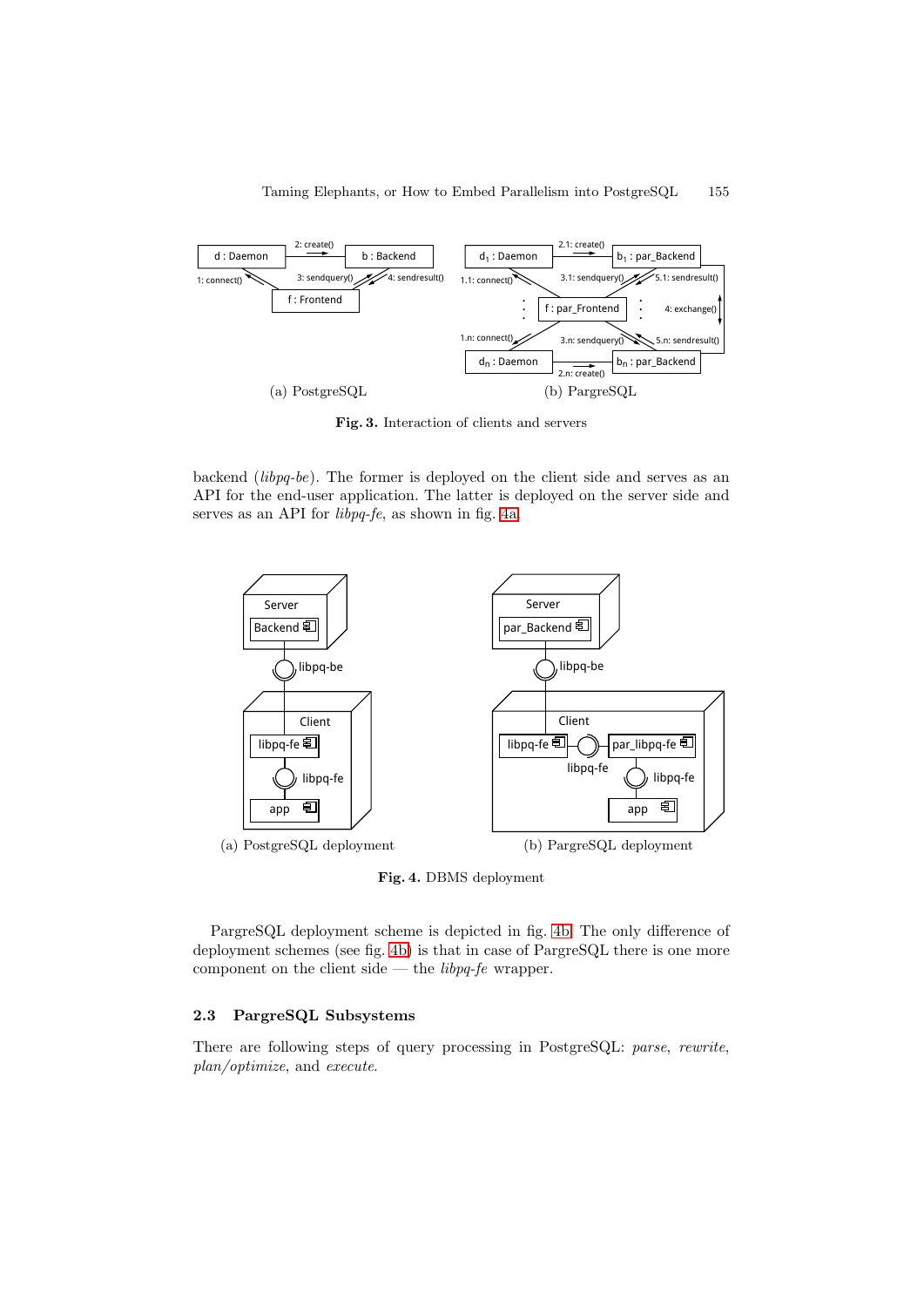(a) PostgreSQL (b) PargreSQL

**Fig. 3.** Interaction of clients and servers

backend (*libpq-be*). The former is deployed on the client side and serves as an API for the end-user application. The latter is deployed on the server side and serves as an API for *libpq-fe*, as shown in fig. 4a.

(a) PostgreSQL deployment (b) PargreSQL deployment

**Fig. 4.** DBMS deployment

PargreSQL deployment scheme is depicted in fig. 4b. The only difference of deployment schemes (see fig. 4b) is that in case of PargreSQL there is one more component on the client side — the *libpq-fe* wrapper.

### 2.3 PargreSQL Subsystems

There are following steps of query processing in PostgreSQL: *parse*, *rewrite*, *plan/optimize*, and *execute*.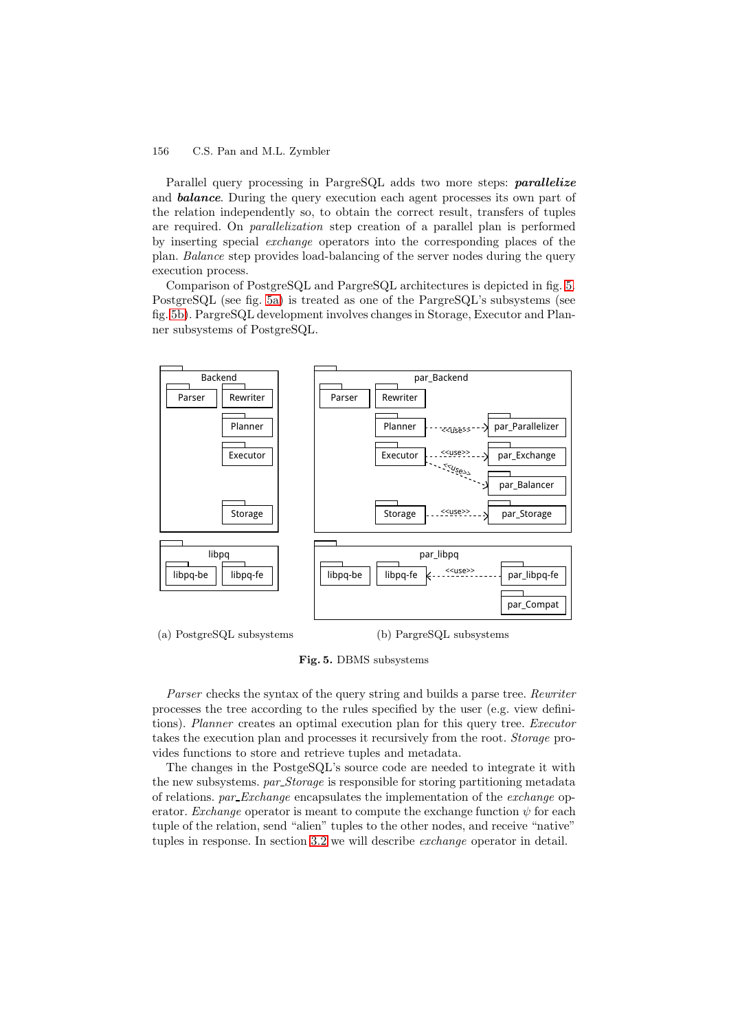Parallel query processing in PargreSQL adds two more steps: ***parallelize*** and ***balance***. During the query execution each agent processes its own part of the relation independently so, to obtain the correct result, transfers of tuples are required. On *parallelization* step creation of a parallel plan is performed by inserting special *exchange* operators into the corresponding places of the plan. *Balance* step provides load-balancing of the server nodes during the query execution process.

Comparison of PostgreSQL and PargreSQL architectures is depicted in fig. 5. PostgreSQL (see fig. 5a) is treated as one of the PargreSQL's subsystems (see fig. 5b). PargreSQL development involves changes in Storage, Executor and Planner subsystems of PostgreSQL.

(a) PostgreSQL subsystems

(b) PargreSQL subsystems

**Fig. 5.** DBMS subsystems

*Parser* checks the syntax of the query string and builds a parse tree. *Rewriter* processes the tree according to the rules specified by the user (e.g. view definitions). *Planner* creates an optimal execution plan for this query tree. *Executor* takes the execution plan and processes it recursively from the root. *Storage* provides functions to store and retrieve tuples and metadata.

The changes in the PostgeSQL's source code are needed to integrate it with the new subsystems. *par_Storage* is responsible for storing partitioning metadata of relations. *par_Exchange* encapsulates the implementation of the *exchange* operator. *Exchange* operator is meant to compute the exchange function $\psi$ for each tuple of the relation, send "alien" tuples to the other nodes, and receive "native" tuples in response. In section 3.2 we will describe *exchange* operator in detail.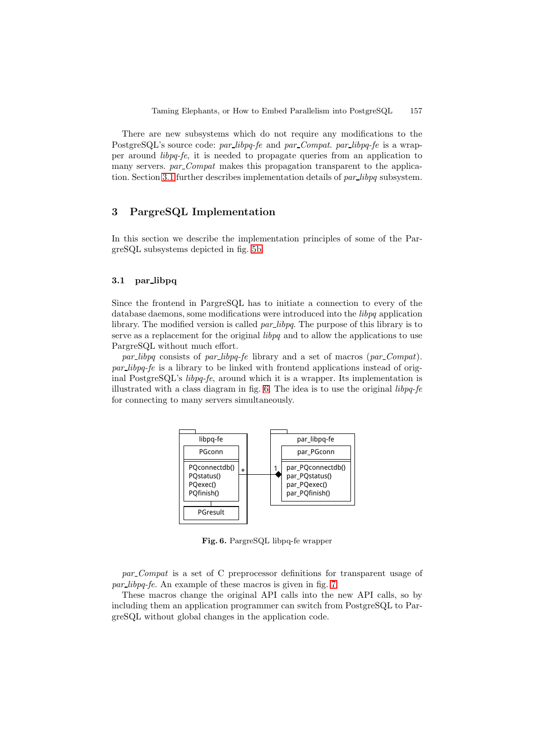There are new subsystems which do not require any modifications to the PostgreSQL's source code: *par_libpq-fe* and *par_Compat*. *par_libpq-fe* is a wrapper around *libpq-fe*, it is needed to propagate queries from an application to many servers. *par_Compat* makes this propagation transparent to the application. Section 3.1 further describes implementation details of *par_libpq* subsystem.

## 3 PargreSQL Implementation

In this section we describe the implementation principles of some of the PargreSQL subsystems depicted in fig. 5b.

### 3.1 par_libpq

Since the frontend in PargreSQL has to initiate a connection to every of the database daemons, some modifications were introduced into the *libpq* application library. The modified version is called *par_libpq*. The purpose of this library is to serve as a replacement for the original *libpq* and to allow the applications to use PargreSQL without much effort.

*par_libpq* consists of *par_libpq-fe* library and a set of macros (*par_Compat*). *par_libpq-fe* is a library to be linked with frontend applications instead of original PostgreSQL's *libpq-fe*, around which it is a wrapper. Its implementation is illustrated with a class diagram in fig. 6. The idea is to use the original *libpq-fe* for connecting to many servers simultaneously.

**Fig. 6.** PargreSQL libpq-fe wrapper

*par_Compat* is a set of C preprocessor definitions for transparent usage of *par_libpq-fe*. An example of these macros is given in fig. 7.

These macros change the original API calls into the new API calls, so by including them an application programmer can switch from PostgreSQL to PargreSQL without global changes in the application code.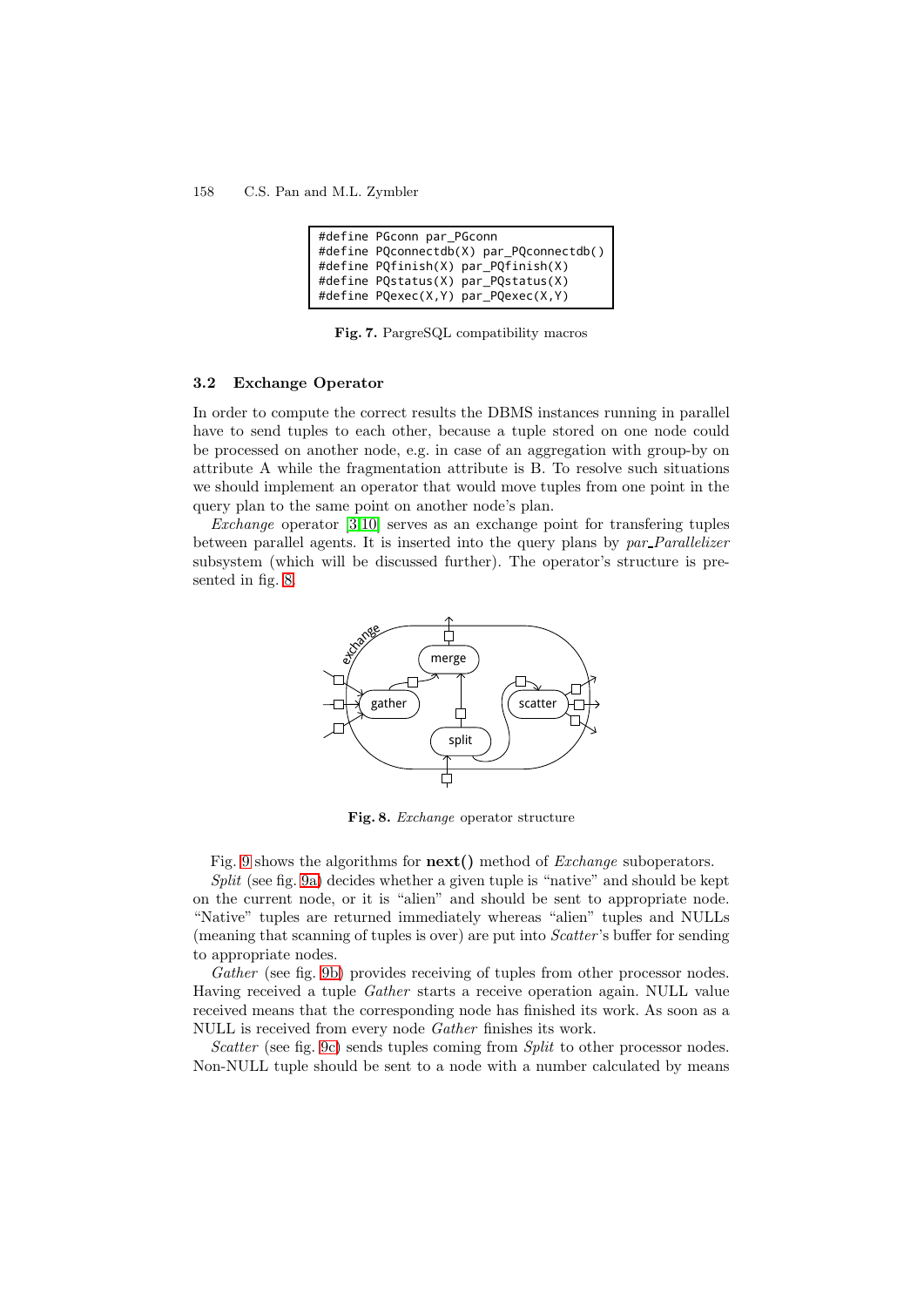```
#define PGconn par_PGconn
#define PQconnectdb(X) par_PQconnectdb()
#define PQfinish(X) par_PQfinish(X)
#define PQstatus(X) par_PQstatus(X)
#define PQexec(X,Y) par_PQexec(X,Y)
```

**Fig. 7.** ParGreSQL compatibility macros

### 3.2 Exchange Operator

In order to compute the correct results the DBMS instances running in parallel have to send tuples to each other, because a tuple stored on one node could be processed on another node, e.g. in case of an aggregation with group-by on attribute A while the fragmentation attribute is B. To resolve such situations we should implement an operator that would move tuples from one point in the query plan to the same point on another node's plan.

*Exchange* operator [3,10] serves as an exchange point for transfering tuples between parallel agents. It is inserted into the query plans by *par_Parallelizer* subsystem (which will be discussed further). The operator's structure is presented in fig. 8.

**Fig. 8.** *Exchange* operator structure

Fig. 9 shows the algorithms for **next()** method of *Exchange* suboperators.

*Split* (see fig. 9a) decides whether a given tuple is "native" and should be kept on the current node, or it is "alien" and should be sent to appropriate node. "Native" tuples are returned immediately whereas "alien" tuples and NULLs (meaning that scanning of tuples is over) are put into *Scatter*'s buffer for sending to appropriate nodes.

*Gather* (see fig. 9b) provides receiving of tuples from other processor nodes. Having received a tuple *Gather* starts a receive operation again. NULL value received means that the corresponding node has finished its work. As soon as a NULL is received from every node *Gather* finishes its work.

*Scatter* (see fig. 9c) sends tuples coming from *Split* to other processor nodes. Non-NULL tuple should be sent to a node with a number calculated by means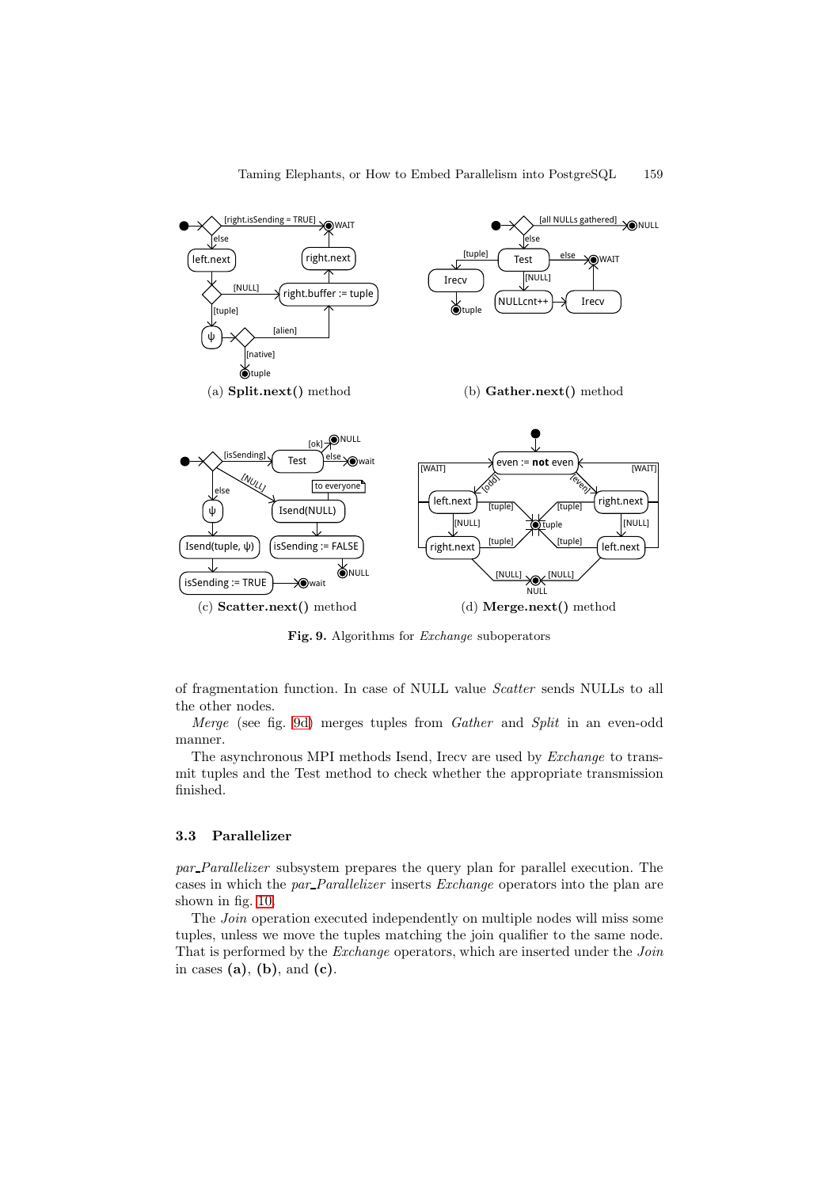(a) **Split.next()** method

(b) **Gather.next()** method

(c) **Scatter.next()** method

(d) **Merge.next()** method

**Fig. 9.** Algorithms for *Exchange* suboperators

of fragmentation function. In case of NULL value *Scatter* sends NULLs to all the other nodes.

*Merge* (see fig. 9d) merges tuples from *Gather* and *Split* in an even-odd manner.

The asynchronous MPI methods Isend, Irecv are used by *Exchange* to transmit tuples and the Test method to check whether the appropriate transmission finished.

### 3.3 Parallelizer

*par_Parallelizer* subsystem prepares the query plan for parallel execution. The cases in which the *par_Parallelizer* inserts *Exchange* operators into the plan are shown in fig. 10.

The *Join* operation executed independently on multiple nodes will miss some tuples, unless we move the tuples matching the join qualifier to the same node. That is performed by the *Exchange* operators, which are inserted under the *Join* in cases **(a)**, **(b)**, and **(c)**.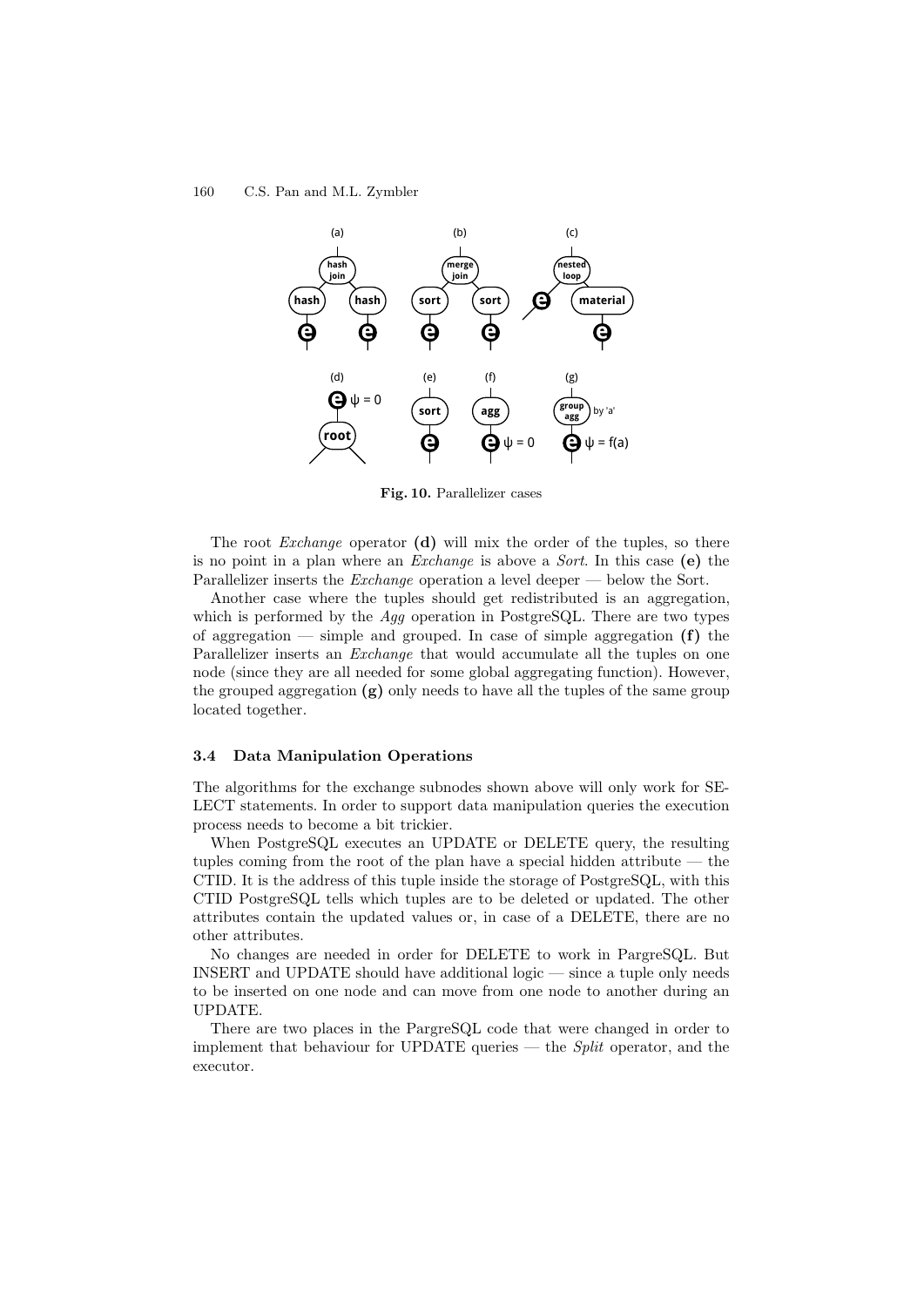Fig. 10. Parallelizer cases

The root *Exchange* operator **(d)** will mix the order of the tuples, so there is no point in a plan where an *Exchange* is above a *Sort*. In this case **(e)** the Parallelizer inserts the *Exchange* operation a level deeper — below the Sort.

Another case where the tuples should get redistributed is an aggregation, which is performed by the *Agg* operation in PostgreSQL. There are two types of aggregation — simple and grouped. In case of simple aggregation **(f)** the Parallelizer inserts an *Exchange* that would accumulate all the tuples on one node (since they are all needed for some global aggregating function). However, the grouped aggregation **(g)** only needs to have all the tuples of the same group located together.

### 3.4 Data Manipulation Operations

The algorithms for the exchange subnodes shown above will only work for SELECT statements. In order to support data manipulation queries the execution process needs to become a bit trickier.

When PostgreSQL executes an UPDATE or DELETE query, the resulting tuples coming from the root of the plan have a special hidden attribute — the CTID. It is the address of this tuple inside the storage of PostgreSQL, with this CTID PostgreSQL tells which tuples are to be deleted or updated. The other attributes contain the updated values or, in case of a DELETE, there are no other attributes.

No changes are needed in order for DELETE to work in PargreSQL. But INSERT and UPDATE should have additional logic — since a tuple only needs to be inserted on one node and can move from one node to another during an UPDATE.

There are two places in the PargreSQL code that were changed in order to implement that behaviour for UPDATE queries — the *Split* operator, and the executor.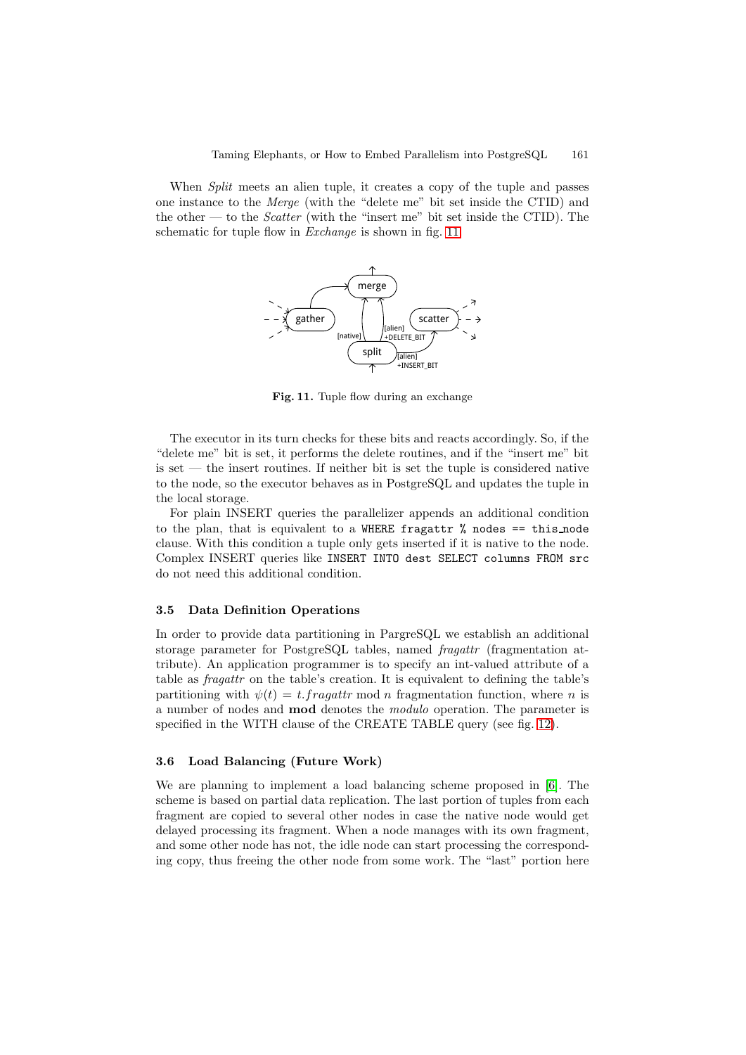When *Split* meets an alien tuple, it creates a copy of the tuple and passes one instance to the *Merge* (with the "delete me" bit set inside the CTID) and the other — to the *Scatter* (with the "insert me" bit set inside the CTID). The schematic for tuple flow in *Exchange* is shown in fig. 11.

**Fig. 11.** Tuple flow during an exchange

The executor in its turn checks for these bits and reacts accordingly. So, if the "delete me" bit is set, it performs the delete routines, and if the "insert me" bit is set — the insert routines. If neither bit is set the tuple is considered native to the node, so the executor behaves as in PostgreSQL and updates the tuple in the local storage.

For plain INSERT queries the parallelizer appends an additional condition to the plan, that is equivalent to a `WHERE fragattr % nodes == this_node` clause. With this condition a tuple only gets inserted if it is native to the node. Complex INSERT queries like `INSERT INTO dest SELECT columns FROM src` do not need this additional condition.

### 3.5 Data Definition Operations

In order to provide data partitioning in PargreSQL we establish an additional storage parameter for PostgreSQL tables, named *fragattr* (fragmentation attribute). An application programmer is to specify an int-valued attribute of a table as *fragattr* on the table's creation. It is equivalent to defining the table's partitioning with $\psi(t) = t.fragattr \bmod n$ fragmentation function, where $n$ is a number of nodes and **mod** denotes the *modulo* operation. The parameter is specified in the WITH clause of the CREATE TABLE query (see fig. 12).

### 3.6 Load Balancing (Future Work)

We are planning to implement a load balancing scheme proposed in [6]. The scheme is based on partial data replication. The last portion of tuples from each fragment are copied to several other nodes in case the native node would get delayed processing its fragment. When a node manages with its own fragment, and some other node has not, the idle node can start processing the corresponding copy, thus freeing the other node from some work. The "last" portion here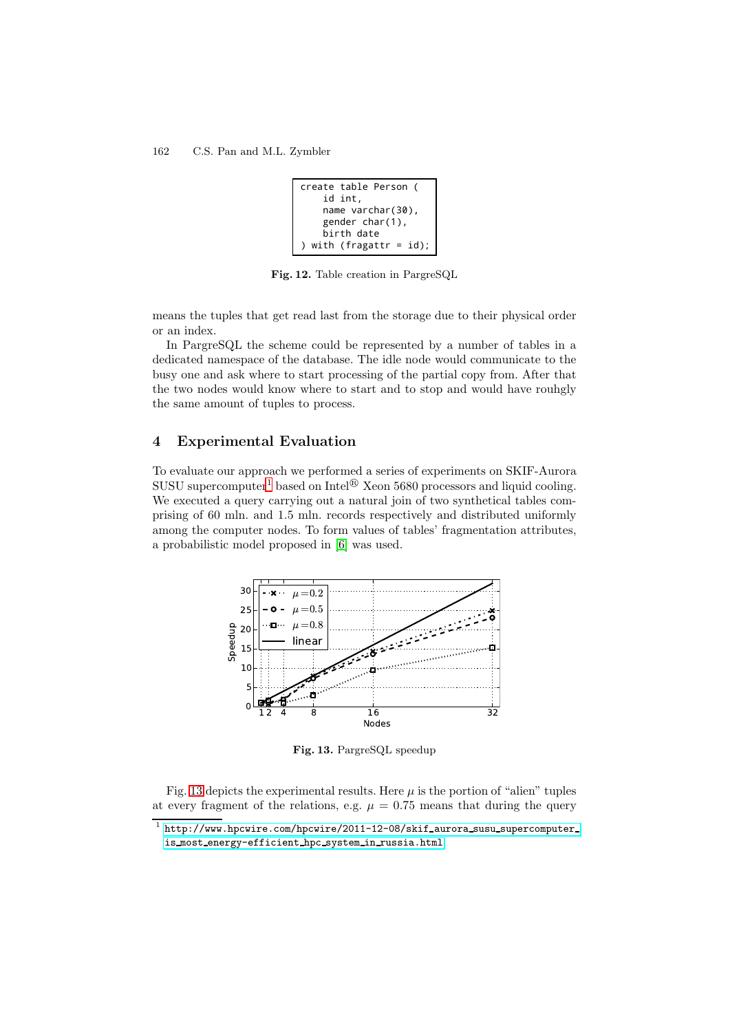```
create table Person (
    id int,
    name varchar(30),
    gender char(1),
    birth date
) with (fragattr = id);
```

**Fig. 12.** Table creation in PargreSQL

means the tuples that get read last from the storage due to their physical order or an index.

In PargreSQL the scheme could be represented by a number of tables in a dedicated namespace of the database. The idle node would communicate to the busy one and ask where to start processing of the partial copy from. After that the two nodes would know where to start and to stop and would have rouhgly the same amount of tuples to process.

## 4 Experimental Evaluation

To evaluate our approach we performed a series of experiments on SKIF-Aurora SUSU supercomputer[1] based on Intel® Xeon 5680 processors and liquid cooling. We executed a query carrying out a natural join of two synthetical tables comprising of 60 mln. and 1.5 mln. records respectively and distributed uniformly among the computer nodes. To form values of tables' fragmentation attributes, a probabilistic model proposed in [6] was used.

**Fig. 13.** PargreSQL speedup

Fig. 13 depicts the experimental results. Here $\mu$ is the portion of "alien" tuples at every fragment of the relations, e.g. $\mu = 0.75$ means that during the query

[1] http://www.hpcwire.com/hpcwire/2011-12-08/skif_aurora_susu_supercomputer_is_most_energy-efficient_hpc_system_in_russia.html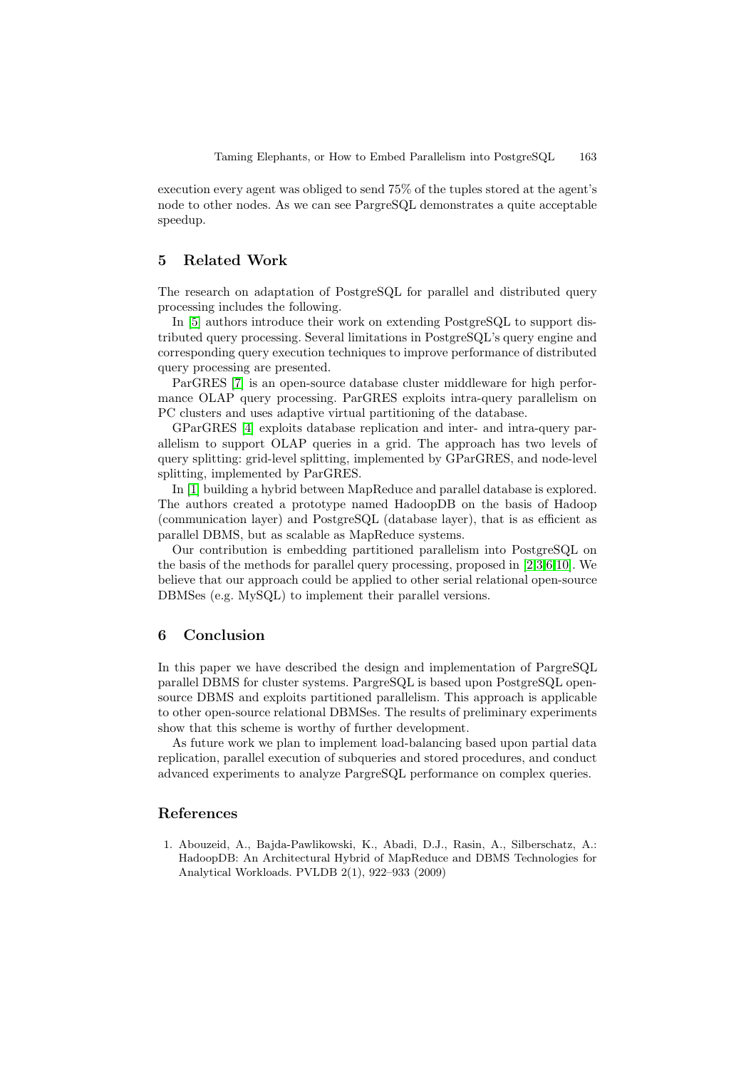execution every agent was obliged to send 75% of the tuples stored at the agent's node to other nodes. As we can see PargreSQL demonstrates a quite acceptable speedup.

## 5 Related Work

The research on adaptation of PostgreSQL for parallel and distributed query processing includes the following.

In [5] authors introduce their work on extending PostgreSQL to support distributed query processing. Several limitations in PostgreSQL's query engine and corresponding query execution techniques to improve performance of distributed query processing are presented.

ParGRES [7] is an open-source database cluster middleware for high performance OLAP query processing. ParGRES exploits intra-query parallelism on PC clusters and uses adaptive virtual partitioning of the database.

GParGRES [4] exploits database replication and inter- and intra-query parallelism to support OLAP queries in a grid. The approach has two levels of query splitting: grid-level splitting, implemented by GParGRES, and node-level splitting, implemented by ParGRES.

In [1] building a hybrid between MapReduce and parallel database is explored. The authors created a prototype named HadoopDB on the basis of Hadoop (communication layer) and PostgreSQL (database layer), that is as efficient as parallel DBMS, but as scalable as MapReduce systems.

Our contribution is embedding partitioned parallelism into PostgreSQL on the basis of the methods for parallel query processing, proposed in [2,3,6,10]. We believe that our approach could be applied to other serial relational open-source DBMSes (e.g. MySQL) to implement their parallel versions.

## 6 Conclusion

In this paper we have described the design and implementation of PargreSQL parallel DBMS for cluster systems. PargreSQL is based upon PostgreSQL open-source DBMS and exploits partitioned parallelism. This approach is applicable to other open-source relational DBMSes. The results of preliminary experiments show that this scheme is worthy of further development.

As future work we plan to implement load-balancing based upon partial data replication, parallel execution of subqueries and stored procedures, and conduct advanced experiments to analyze PargreSQL performance on complex queries.

## References

1. Abouzeid, A., Bajda-Pawlikowski, K., Abadi, D.J., Rasin, A., Silberschatz, A.: HadoopDB: An Architectural Hybrid of MapReduce and DBMS Technologies for Analytical Workloads. PVLDB 2(1), 922–933 (2009)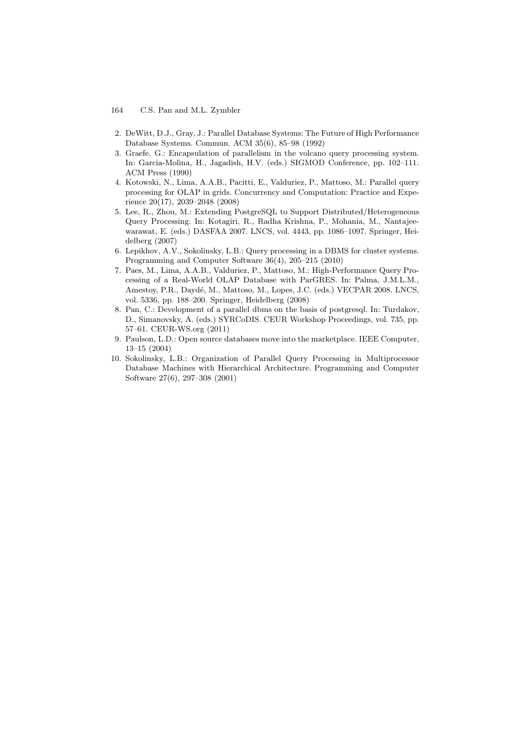2. DeWitt, D.J., Gray, J.: Parallel Database Systems: The Future of High Performance Database Systems. Commun. ACM 35(6), 85–98 (1992)
3. Graefe, G.: Encapsulation of parallelism in the volcano query processing system. In: Garcia-Molina, H., Jagadish, H.V. (eds.) SIGMOD Conference, pp. 102–111. ACM Press (1990)
4. Kotowski, N., Lima, A.A.B., Pacitti, E., Valduriez, P., Mattoso, M.: Parallel query processing for OLAP in grids. Concurrency and Computation: Practice and Experience 20(17), 2039–2048 (2008)
5. Lee, R., Zhou, M.: Extending PostgreSQL to Support Distributed/Heterogeneous Query Processing. In: Kotagiri, R., Radha Krishna, P., Mohania, M., Nantajeewarawat, E. (eds.) DASFAA 2007. LNCS, vol. 4443, pp. 1086–1097. Springer, Heidelberg (2007)
6. Lepikhov, A.V., Sokolinsky, L.B.: Query processing in a DBMS for cluster systems. Programming and Computer Software 36(4), 205–215 (2010)
7. Paes, M., Lima, A.A.B., Valduriez, P., Mattoso, M.: High-Performance Query Processing of a Real-World OLAP Database with ParGRES. In: Palma, J.M.L.M., Amestoy, P.R., Daydé, M., Mattoso, M., Lopes, J.C. (eds.) VECPAR 2008. LNCS, vol. 5336, pp. 188–200. Springer, Heidelberg (2008)
8. Pan, C.: Development of a parallel dbms on the basis of postgresql. In: Turdakov, D., Simanovsky, A. (eds.) SYRCoDIS. CEUR Workshop Proceedings, vol. 735, pp. 57–61. CEUR-WS.org (2011)
9. Paulson, L.D.: Open source databases move into the marketplace. IEEE Computer, 13–15 (2004)
10. Sokolinsky, L.B.: Organization of Parallel Query Processing in Multiprocessor Database Machines with Hierarchical Architecture. Programming and Computer Software 27(6), 297–308 (2001)